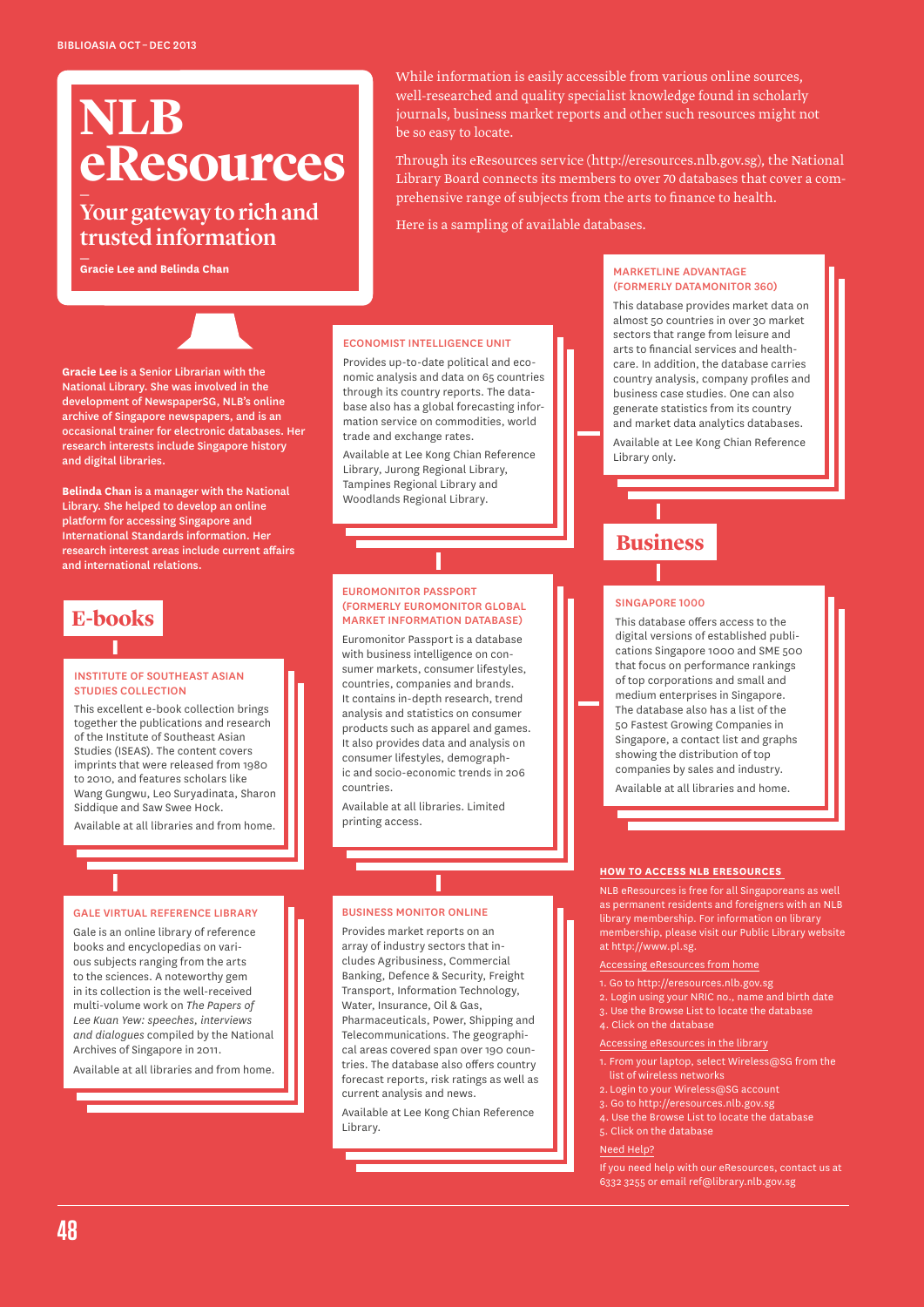# NLB eResources

## Your gateway to rich and trusted information

**Gracie Lee and Belinda Chan**

**Gracie Lee** is a Senior Librarian with the National Library. She was involved in the development of NewspaperSG, NLB's online archive of Singapore newspapers, and is an occasional trainer for electronic databases. Her research interests include Singapore history and digital libraries.

**Belinda Chan** is a manager with the National Library. She helped to develop an online platform for accessing Singapore and International Standards information. Her research interest areas include current affairs and international relations.

While information is easily accessible from various online sources, well-researched and quality specialist knowledge found in scholarly journals, business market reports and other such resources might not be so easy to locate.

Through its eResources service (http://eresources.nlb.gov.sg), the National Library Board connects its members to over 70 databases that cover a comprehensive range of subjects from the arts to finance to health.

Here is a sampling of available databases.

## E-books

### INSTITUTE OF SOUTHEAST ASIAN STUDIES COLLECTION

This excellent e-book collection brings together the publications and research of the Institute of Southeast Asian Studies (ISEAS). The content covers imprints that were released from 1980 to 2010, and features scholars like Wang Gungwu, Leo Suryadinata, Sharon Siddique and Saw Swee Hock.

Available at all libraries and from home.

### GALE VIRTUAL REFERENCE LIBRARY

Gale is an online library of reference books and encyclopedias on various subjects ranging from the arts to the sciences. A noteworthy gem in its collection is the well-received multi-volume work on *The Papers of Lee Kuan Yew: speeches, interviews and dialogues* compiled by the National Archives of Singapore in 2011.

Available at all libraries and from home.

## Business

### ECONOMIST INTELLIGENCE UNIT

Provides up-to-date political and economic analysis and data on 65 countries through its country reports. The database also has a global forecasting information service on commodities, world trade and exchange rates.

Available at Lee Kong Chian Reference Library, Jurong Regional Library, Tampines Regional Library and Woodlands Regional Library.

### EUROMONITOR PASSPORT (FORMERLY EUROMONITOR GLOBAL MARKET INFORMATION DATABASE)

Euromonitor Passport is a database with business intelligence on consumer markets, consumer lifestyles, countries, companies and brands. It contains in-depth research, trend analysis and statistics on consumer products such as apparel and games. It also provides data and analysis on consumer lifestyles, demographic and socio-economic trends in 206 countries.

Available at all libraries. Limited printing access.

### BUSINESS MONITOR ONLINE

Provides market reports on an array of industry sectors that includes Agribusiness, Commercial Banking, Defence & Security, Freight Transport, Information Technology, Water, Insurance, Oil & Gas, Pharmaceuticals, Power, Shipping and Telecommunications. The geographical areas covered span over 190 countries. The database also offers country forecast reports, risk ratings as well as current analysis and news.

Available at Lee Kong Chian Reference Library.

### MARKETLINE ADVANTAGE (FORMERLY DATAMONITOR 360)

This database provides market data on almost 50 countries in over 30 market sectors that range from leisure and arts to financial services and healthcare. In addition, the database carries country analysis, company profiles and business case studies. One can also generate statistics from its country and market data analytics databases.

Available at Lee Kong Chian Reference Library only.

### SINGAPORE 1000

This database offers access to the digital versions of established publications Singapore 1000 and SME 500 that focus on performance rankings of top corporations and small and medium enterprises in Singapore. The database also has a list of the 50 Fastest Growing Companies in Singapore, a contact list and graphs showing the distribution of top companies by sales and industry.

Available at all libraries and home.

### HOW TO ACCESS NLB ERESOURCES

NLB eResources is free for all Singaporeans as well as permanent residents and foreigners with an NLB library membership. For information on library membership, please visit our Public Library website at http://www.pl.sg.

Accessing eResources from home

1. Go to http://eresources.nlb.gov.sg
2. Login using your NRIC no., name and birth date
3. Use the Browse List to locate the database
4. Click on the database

Accessing eResources in the library

1. From your laptop, select Wireless@SG from the list of wireless networks
2. Login to your Wireless@SG account
3. Go to http://eresources.nlb.gov.sg
4. Use the Browse List to locate the database
5. Click on the database

Need Help?

If you need help with our eResources, contact us at 6332 3255 or email ref@library.nlb.gov.sg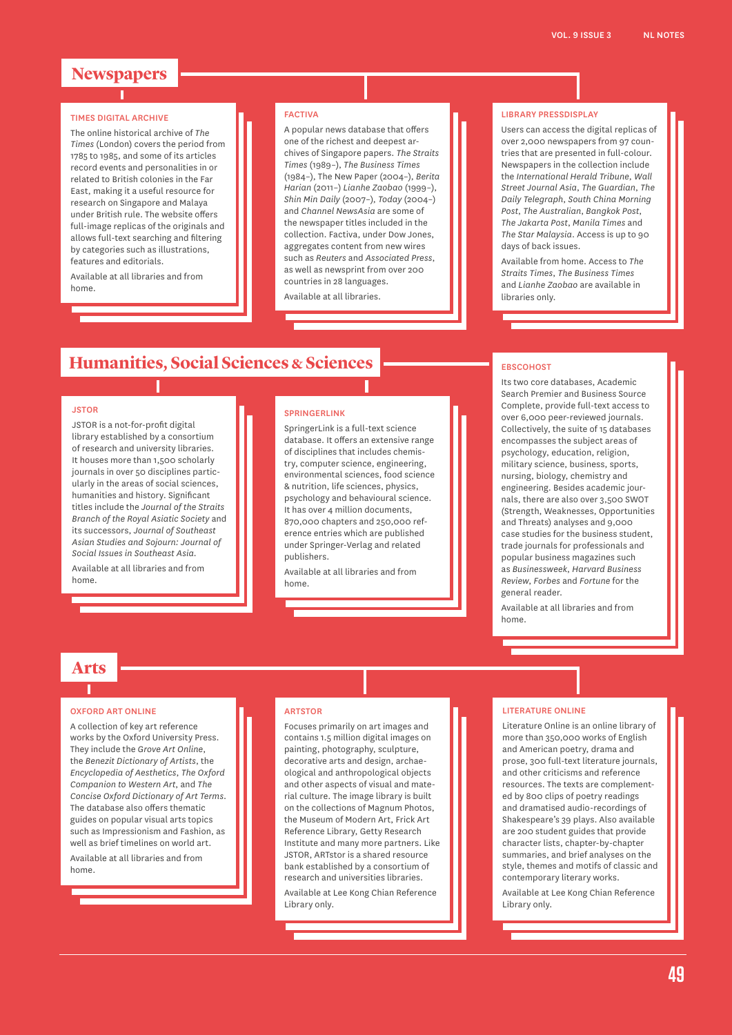## Newspapers

### TIMES DIGITAL ARCHIVE

The online historical archive of *The Times* (London) covers the period from 1785 to 1985, and some of its articles record events and personalities in or related to British colonies in the Far East, making it a useful resource for research on Singapore and Malaya under British rule. The website offers full-image replicas of the originals and allows full-text searching and filtering by categories such as illustrations, features and editorials.

Available at all libraries and from home.

### FACTIVA

A popular news database that offers one of the richest and deepest archives of Singapore papers. *The Straits Times* (1989–), *The Business Times* (1984–), The New Paper (2004–), *Berita Harian* (2011–) *Lianhe Zaobao* (1999–), *Shin Min Daily* (2007–), *Today* (2004–) and *Channel NewsAsia* are some of the newspaper titles included in the collection. Factiva, under Dow Jones, aggregates content from new wires such as *Reuters* and *Associated Press*, as well as newsprint from over 200 countries in 28 languages.

Available at all libraries.

### LIBRARY PRESSDISPLAY

Users can access the digital replicas of over 2,000 newspapers from 97 countries that are presented in full-colour. Newspapers in the collection include the *International Herald Tribune*, *Wall Street Journal Asia*, *The Guardian*, *The Daily Telegraph*, *South China Morning Post*, *The Australian*, *Bangkok Post*, *The Jakarta Post*, *Manila Times* and *The Star Malaysia*. Access is up to 90 days of back issues.

Available from home. Access to *The Straits Times*, *The Business Times* and *Lianhe Zaobao* are available in libraries only.

## Humanities, Social Sciences & Sciences

### JSTOR

JSTOR is a not-for-profit digital library established by a consortium of research and university libraries. It houses more than 1,500 scholarly journals in over 50 disciplines particularly in the areas of social sciences, humanities and history. Significant titles include the *Journal of the Straits Branch of the Royal Asiatic Society* and its successors, *Journal of Southeast Asian Studies and Sojourn: Journal of Social Issues in Southeast Asia.*

Available at all libraries and from home.

### SPRINGERLINK

SpringerLink is a full-text science database. It offers an extensive range of disciplines that includes chemistry, computer science, engineering, environmental sciences, food science & nutrition, life sciences, physics, psychology and behavioural science. It has over 4 million documents, 870,000 chapters and 250,000 reference entries which are published under Springer-Verlag and related publishers.

Available at all libraries and from home.

### EBSCOHOST

Its two core databases, Academic Search Premier and Business Source Complete, provide full-text access to over 6,000 peer-reviewed journals. Collectively, the suite of 15 databases encompasses the subject areas of psychology, education, religion, military science, business, sports, nursing, biology, chemistry and engineering. Besides academic journals, there are also over 3,500 SWOT (Strength, Weaknesses, Opportunities and Threats) analyses and 9,000 case studies for the business student, trade journals for professionals and popular business magazines such as *Businessweek*, *Harvard Business Review*, *Forbes* and *Fortune* for the general reader.

Available at all libraries and from home.

## Arts

### OXFORD ART ONLINE

A collection of key art reference works by the Oxford University Press. They include the *Grove Art Online*, the *Benezit Dictionary of Artists*, the *Encyclopedia of Aesthetics*, *The Oxford Companion to Western Art*, and *The Concise Oxford Dictionary of Art Terms*. The database also offers thematic guides on popular visual arts topics such as Impressionism and Fashion, as well as brief timelines on world art.

Available at all libraries and from home.

### ARTSTOR

Focuses primarily on art images and contains 1.5 million digital images on painting, photography, sculpture, decorative arts and design, archaeological and anthropological objects and other aspects of visual and material culture. The image library is built on the collections of Magnum Photos, the Museum of Modern Art, Frick Art Reference Library, Getty Research Institute and many more partners. Like JSTOR, ARTstor is a shared resource bank established by a consortium of research and universities libraries.

Available at Lee Kong Chian Reference Library only.

### LITERATURE ONLINE

Literature Online is an online library of more than 350,000 works of English and American poetry, drama and prose, 300 full-text literature journals, and other criticisms and reference resources. The texts are complemented by 800 clips of poetry readings and dramatised audio-recordings of Shakespeare's 39 plays. Also available are 200 student guides that provide character lists, chapter-by-chapter summaries, and brief analyses on the style, themes and motifs of classic and contemporary literary works.

Available at Lee Kong Chian Reference Library only.